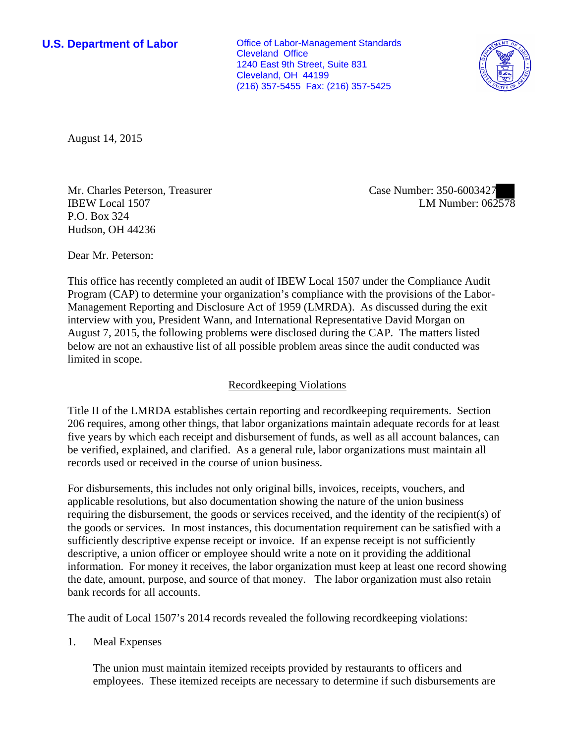**U.S. Department of Labor**

Office of Labor-Management Standards
Cleveland Office
1240 East 9th Street, Suite 831
Cleveland, OH 44199
(216) 357-5455 Fax: (216) 357-5425

August 14, 2015

Mr. Charles Peterson, Treasurer
IBEW Local 1507
P.O. Box 324
Hudson, OH 44236

Case Number: 350-6003427
LM Number: 062578

Dear Mr. Peterson:

This office has recently completed an audit of IBEW Local 1507 under the Compliance Audit Program (CAP) to determine your organization's compliance with the provisions of the Labor-Management Reporting and Disclosure Act of 1959 (LMRDA). As discussed during the exit interview with you, President Wann, and International Representative David Morgan on August 7, 2015, the following problems were disclosed during the CAP. The matters listed below are not an exhaustive list of all possible problem areas since the audit conducted was limited in scope.

## Recordkeeping Violations

Title II of the LMRDA establishes certain reporting and recordkeeping requirements. Section 206 requires, among other things, that labor organizations maintain adequate records for at least five years by which each receipt and disbursement of funds, as well as all account balances, can be verified, explained, and clarified. As a general rule, labor organizations must maintain all records used or received in the course of union business.

For disbursements, this includes not only original bills, invoices, receipts, vouchers, and applicable resolutions, but also documentation showing the nature of the union business requiring the disbursement, the goods or services received, and the identity of the recipient(s) of the goods or services. In most instances, this documentation requirement can be satisfied with a sufficiently descriptive expense receipt or invoice. If an expense receipt is not sufficiently descriptive, a union officer or employee should write a note on it providing the additional information. For money it receives, the labor organization must keep at least one record showing the date, amount, purpose, and source of that money. The labor organization must also retain bank records for all accounts.

The audit of Local 1507's 2014 records revealed the following recordkeeping violations:

1. Meal Expenses

   The union must maintain itemized receipts provided by restaurants to officers and employees. These itemized receipts are necessary to determine if such disbursements are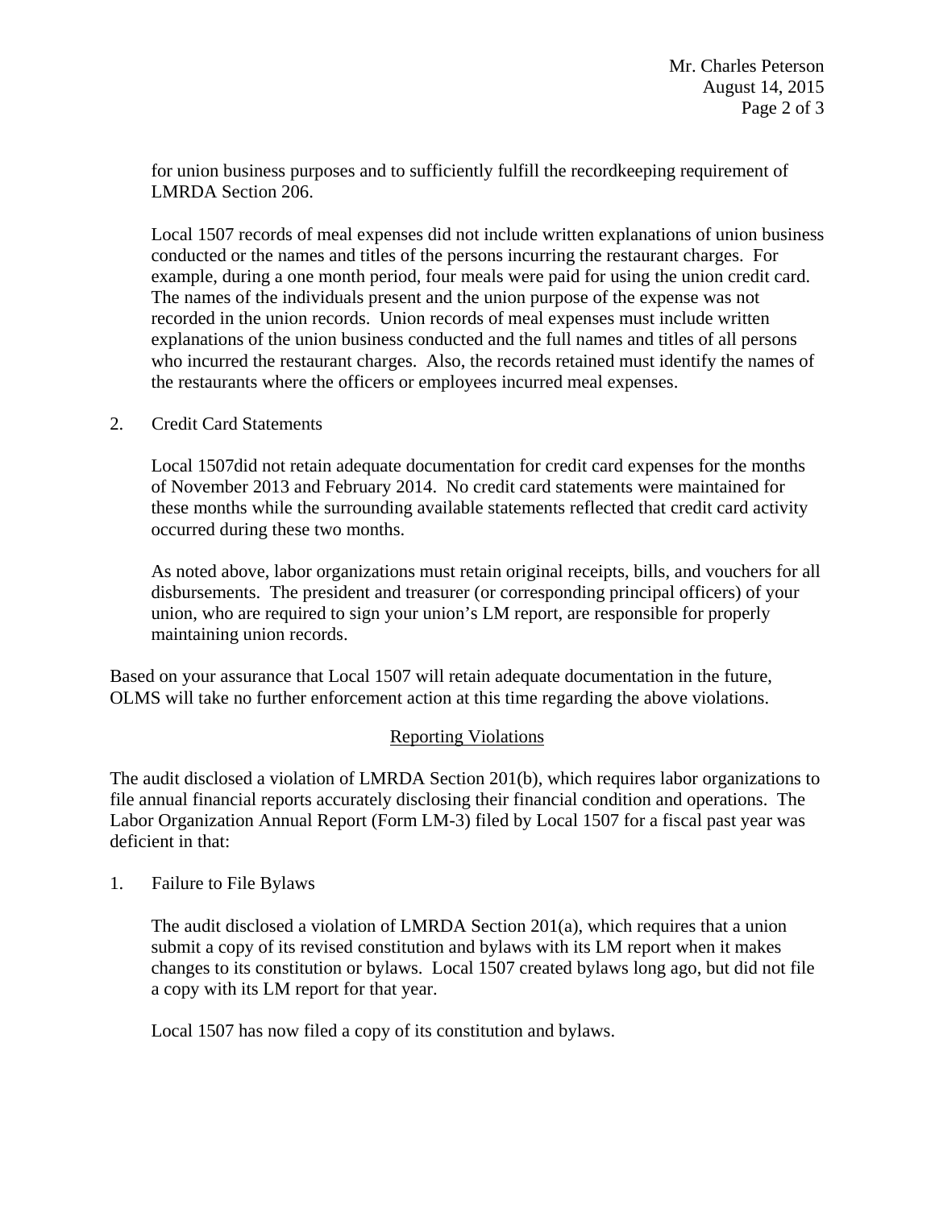for union business purposes and to sufficiently fulfill the recordkeeping requirement of LMRDA Section 206.

Local 1507 records of meal expenses did not include written explanations of union business conducted or the names and titles of the persons incurring the restaurant charges. For example, during a one month period, four meals were paid for using the union credit card. The names of the individuals present and the union purpose of the expense was not recorded in the union records. Union records of meal expenses must include written explanations of the union business conducted and the full names and titles of all persons who incurred the restaurant charges. Also, the records retained must identify the names of the restaurants where the officers or employees incurred meal expenses.

2. Credit Card Statements

Local 1507did not retain adequate documentation for credit card expenses for the months of November 2013 and February 2014. No credit card statements were maintained for these months while the surrounding available statements reflected that credit card activity occurred during these two months.

As noted above, labor organizations must retain original receipts, bills, and vouchers for all disbursements. The president and treasurer (or corresponding principal officers) of your union, who are required to sign your union's LM report, are responsible for properly maintaining union records.

Based on your assurance that Local 1507 will retain adequate documentation in the future, OLMS will take no further enforcement action at this time regarding the above violations.

## Reporting Violations

The audit disclosed a violation of LMRDA Section 201(b), which requires labor organizations to file annual financial reports accurately disclosing their financial condition and operations. The Labor Organization Annual Report (Form LM-3) filed by Local 1507 for a fiscal past year was deficient in that:

1. Failure to File Bylaws

The audit disclosed a violation of LMRDA Section 201(a), which requires that a union submit a copy of its revised constitution and bylaws with its LM report when it makes changes to its constitution or bylaws. Local 1507 created bylaws long ago, but did not file a copy with its LM report for that year.

Local 1507 has now filed a copy of its constitution and bylaws.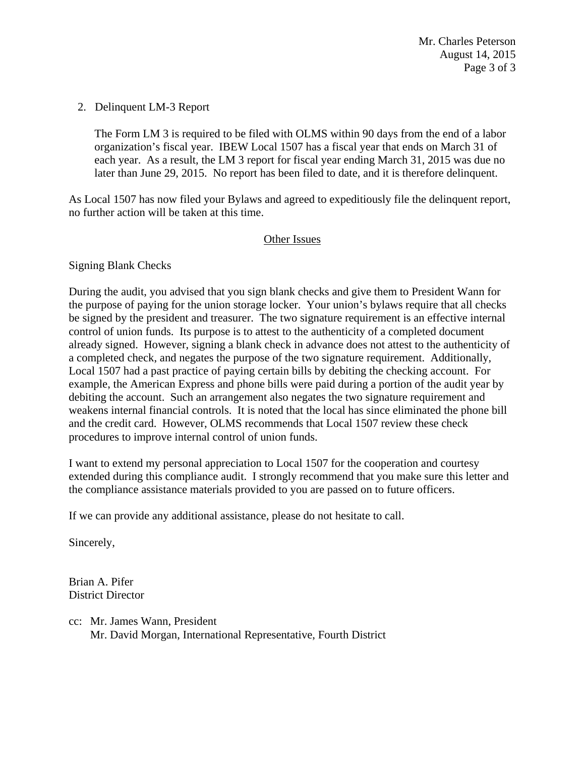2. Delinquent LM-3 Report

   The Form LM 3 is required to be filed with OLMS within 90 days from the end of a labor organization's fiscal year. IBEW Local 1507 has a fiscal year that ends on March 31 of each year. As a result, the LM 3 report for fiscal year ending March 31, 2015 was due no later than June 29, 2015. No report has been filed to date, and it is therefore delinquent.

As Local 1507 has now filed your Bylaws and agreed to expeditiously file the delinquent report, no further action will be taken at this time.

## Other Issues

Signing Blank Checks

During the audit, you advised that you sign blank checks and give them to President Wann for the purpose of paying for the union storage locker. Your union's bylaws require that all checks be signed by the president and treasurer. The two signature requirement is an effective internal control of union funds. Its purpose is to attest to the authenticity of a completed document already signed. However, signing a blank check in advance does not attest to the authenticity of a completed check, and negates the purpose of the two signature requirement. Additionally, Local 1507 had a past practice of paying certain bills by debiting the checking account. For example, the American Express and phone bills were paid during a portion of the audit year by debiting the account. Such an arrangement also negates the two signature requirement and weakens internal financial controls. It is noted that the local has since eliminated the phone bill and the credit card. However, OLMS recommends that Local 1507 review these check procedures to improve internal control of union funds.

I want to extend my personal appreciation to Local 1507 for the cooperation and courtesy extended during this compliance audit. I strongly recommend that you make sure this letter and the compliance assistance materials provided to you are passed on to future officers.

If we can provide any additional assistance, please do not hesitate to call.

Sincerely,

Brian A. Pifer
District Director

cc: Mr. James Wann, President
    Mr. David Morgan, International Representative, Fourth District